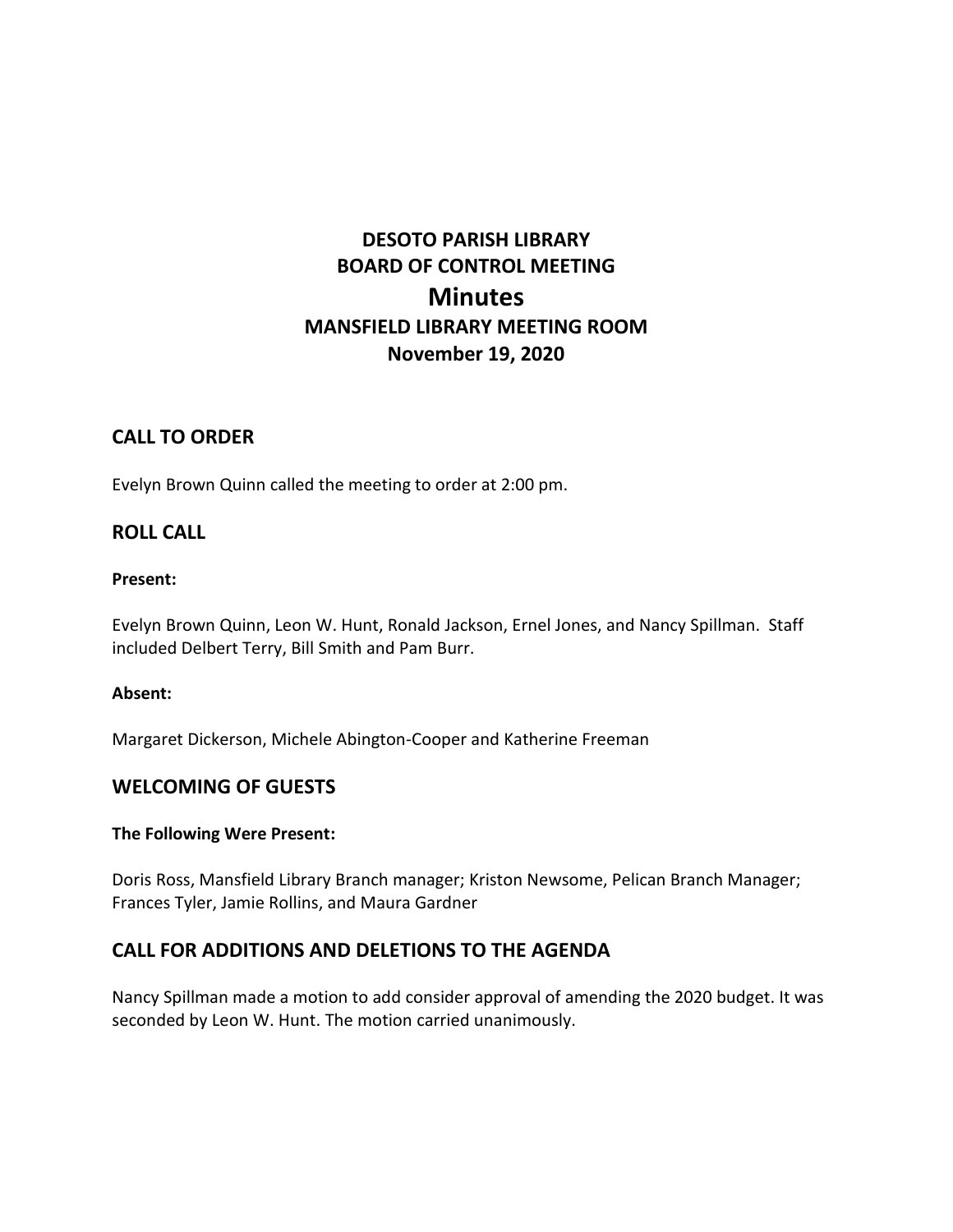# DESOTO PARISH LIBRARY
# BOARD OF CONTROL MEETING
# Minutes
## MANSFIELD LIBRARY MEETING ROOM
## November 19, 2020

## CALL TO ORDER

Evelyn Brown Quinn called the meeting to order at 2:00 pm.

## ROLL CALL

**Present:**

Evelyn Brown Quinn, Leon W. Hunt, Ronald Jackson, Ernel Jones, and Nancy Spillman. Staff included Delbert Terry, Bill Smith and Pam Burr.

**Absent:**

Margaret Dickerson, Michele Abington-Cooper and Katherine Freeman

## WELCOMING OF GUESTS

**The Following Were Present:**

Doris Ross, Mansfield Library Branch manager; Kriston Newsome, Pelican Branch Manager; Frances Tyler, Jamie Rollins, and Maura Gardner

## CALL FOR ADDITIONS AND DELETIONS TO THE AGENDA

Nancy Spillman made a motion to add consider approval of amending the 2020 budget. It was seconded by Leon W. Hunt. The motion carried unanimously.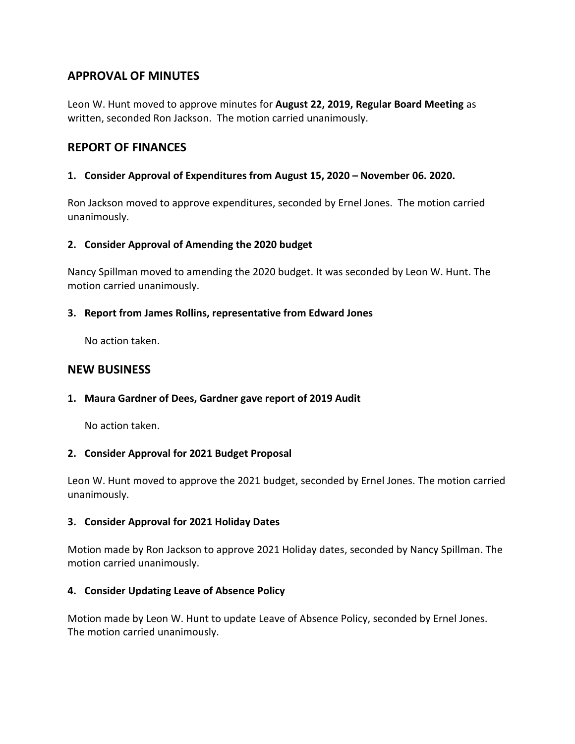## APPROVAL OF MINUTES

Leon W. Hunt moved to approve minutes for **August 22, 2019, Regular Board Meeting** as written, seconded Ron Jackson. The motion carried unanimously.

## REPORT OF FINANCES

**1. Consider Approval of Expenditures from August 15, 2020 – November 06. 2020.**

Ron Jackson moved to approve expenditures, seconded by Ernel Jones. The motion carried unanimously.

**2. Consider Approval of Amending the 2020 budget**

Nancy Spillman moved to amending the 2020 budget. It was seconded by Leon W. Hunt. The motion carried unanimously.

**3. Report from James Rollins, representative from Edward Jones**

No action taken.

## NEW BUSINESS

**1. Maura Gardner of Dees, Gardner gave report of 2019 Audit**

No action taken.

**2. Consider Approval for 2021 Budget Proposal**

Leon W. Hunt moved to approve the 2021 budget, seconded by Ernel Jones. The motion carried unanimously.

**3. Consider Approval for 2021 Holiday Dates**

Motion made by Ron Jackson to approve 2021 Holiday dates, seconded by Nancy Spillman. The motion carried unanimously.

**4. Consider Updating Leave of Absence Policy**

Motion made by Leon W. Hunt to update Leave of Absence Policy, seconded by Ernel Jones. The motion carried unanimously.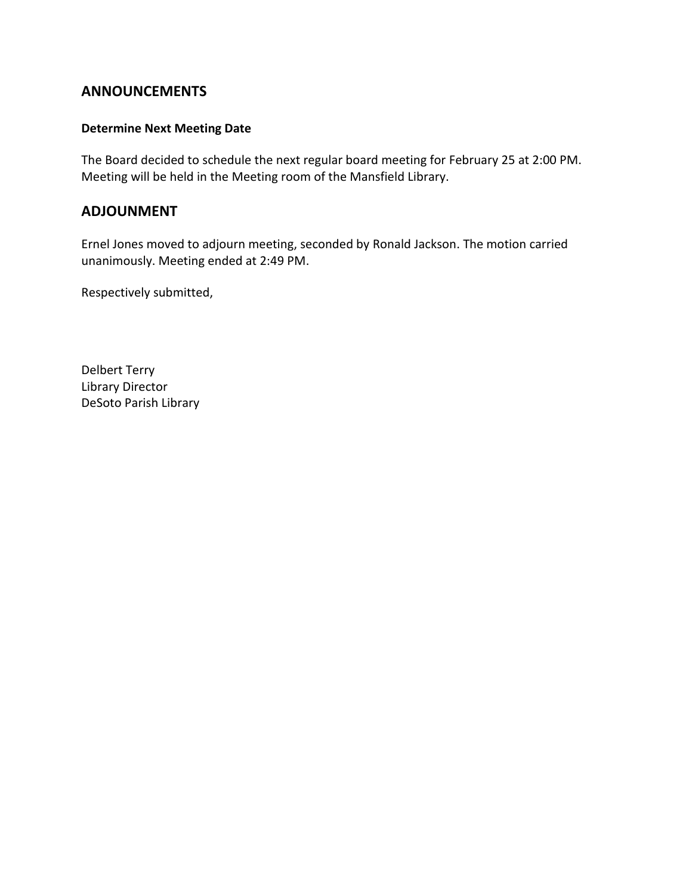## ANNOUNCEMENTS

**Determine Next Meeting Date**

The Board decided to schedule the next regular board meeting for February 25 at 2:00 PM. Meeting will be held in the Meeting room of the Mansfield Library.

## ADJOUNMENT

Ernel Jones moved to adjourn meeting, seconded by Ronald Jackson. The motion carried unanimously. Meeting ended at 2:49 PM.

Respectively submitted,

Delbert Terry
Library Director
DeSoto Parish Library